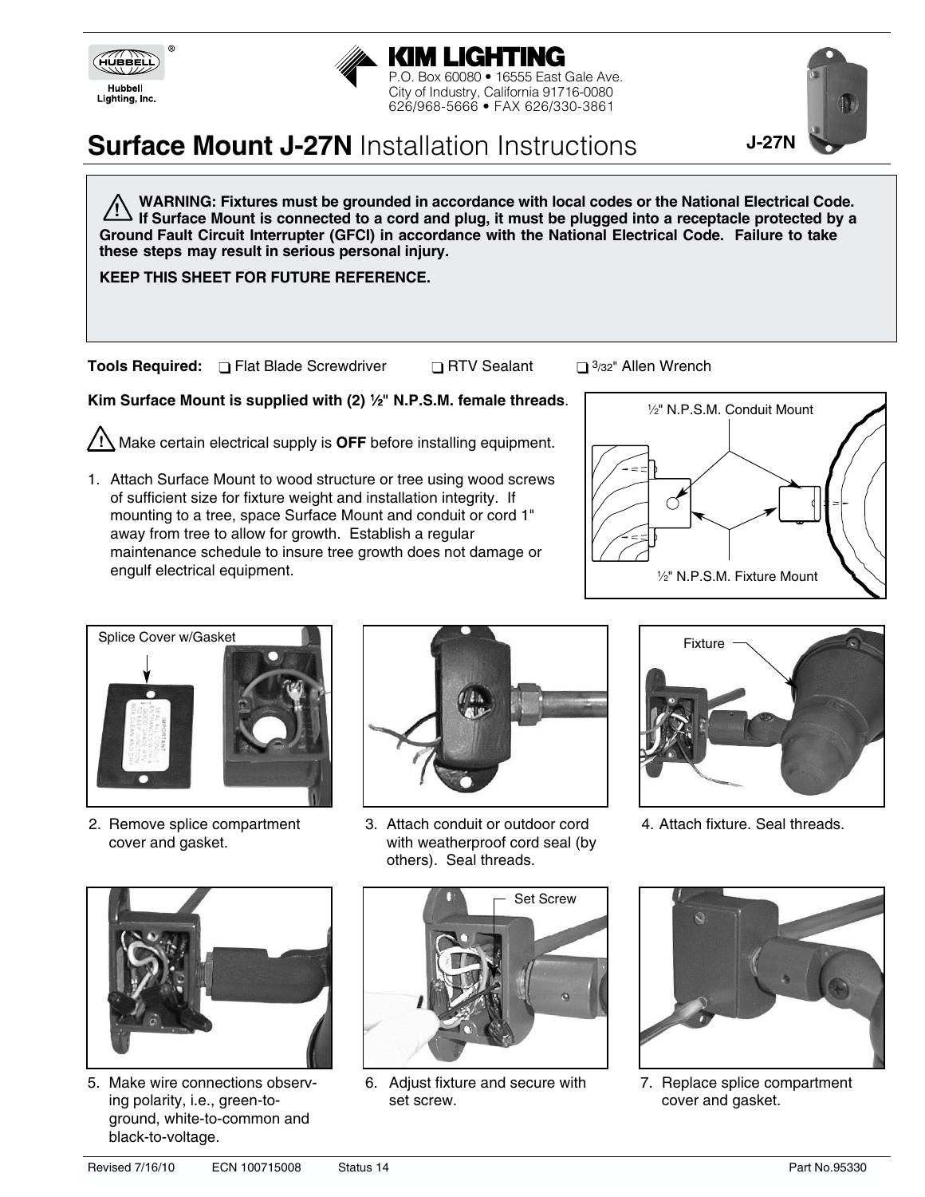Hubbell Lighting, Inc.

**KIM LIGHTING**
P.O. Box 60080 • 16555 East Gale Ave.
City of Industry, California 91716-0080
626/968-5666 • FAX 626/330-3861

# **Surface Mount J-27N** Installation Instructions

J-27N

**⚠ WARNING: Fixtures must be grounded in accordance with local codes or the National Electrical Code. If Surface Mount is connected to a cord and plug, it must be plugged into a receptacle protected by a Ground Fault Circuit Interrupter (GFCI) in accordance with the National Electrical Code. Failure to take these steps may result in serious personal injury.**

**KEEP THIS SHEET FOR FUTURE REFERENCE.**

**Tools Required:** ❑ Flat Blade Screwdriver ❑ RTV Sealant ❑ 3/32" Allen Wrench

**Kim Surface Mount is supplied with (2) ½" N.P.S.M. female threads**.

⚠ Make certain electrical supply is **OFF** before installing equipment.

1. Attach Surface Mount to wood structure or tree using wood screws of sufficient size for fixture weight and installation integrity. If mounting to a tree, space Surface Mount and conduit or cord 1" away from tree to allow for growth. Establish a regular maintenance schedule to insure tree growth does not damage or engulf electrical equipment.

½" N.P.S.M. Conduit Mount

½" N.P.S.M. Fixture Mount

Splice Cover w/Gasket

2. Remove splice compartment cover and gasket.

3. Attach conduit or outdoor cord with weatherproof cord seal (by others). Seal threads.

Fixture

4. Attach fixture. Seal threads.

5. Make wire connections observing polarity, i.e., green-to-ground, white-to-common and black-to-voltage.

Set Screw

6. Adjust fixture and secure with set screw.

7. Replace splice compartment cover and gasket.

Revised 7/16/10 ECN 100715008 Status 14 Part No.95330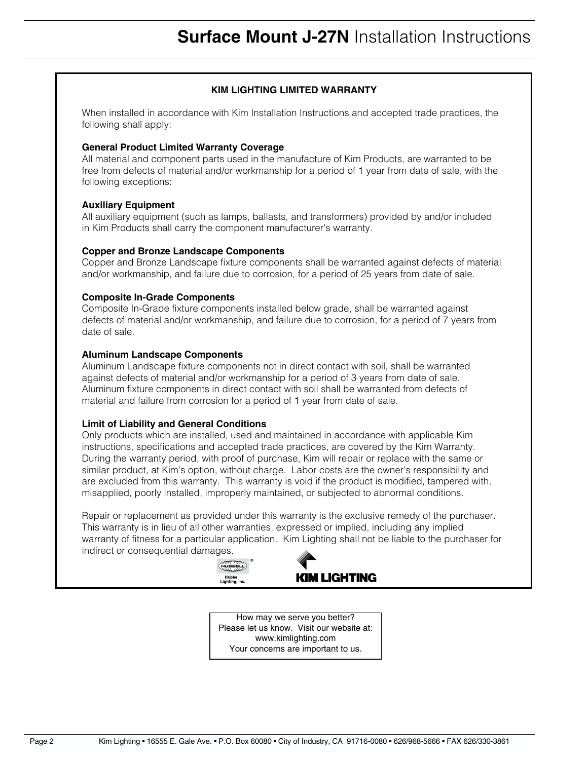# **Surface Mount J-27N** Installation Instructions

## KIM LIGHTING LIMITED WARRANTY

When installed in accordance with Kim Installation Instructions and accepted trade practices, the following shall apply:

**General Product Limited Warranty Coverage**
All material and component parts used in the manufacture of Kim Products, are warranted to be free from defects of material and/or workmanship for a period of 1 year from date of sale, with the following exceptions:

**Auxiliary Equipment**
All auxiliary equipment (such as lamps, ballasts, and transformers) provided by and/or included in Kim Products shall carry the component manufacturer's warranty.

**Copper and Bronze Landscape Components**
Copper and Bronze Landscape fixture components shall be warranted against defects of material and/or workmanship, and failure due to corrosion, for a period of 25 years from date of sale.

**Composite In-Grade Components**
Composite In-Grade fixture components installed below grade, shall be warranted against defects of material and/or workmanship, and failure due to corrosion, for a period of 7 years from date of sale.

**Aluminum Landscape Components**
Aluminum Landscape fixture components not in direct contact with soil, shall be warranted against defects of material and/or workmanship for a period of 3 years from date of sale. Aluminum fixture components in direct contact with soil shall be warranted from defects of material and failure from corrosion for a period of 1 year from date of sale.

**Limit of Liability and General Conditions**
Only products which are installed, used and maintained in accordance with applicable Kim instructions, specifications and accepted trade practices, are covered by the Kim Warranty. During the warranty period, with proof of purchase, Kim will repair or replace with the same or similar product, at Kim's option, without charge. Labor costs are the owner's responsibility and are excluded from this warranty. This warranty is void if the product is modified, tampered with, misapplied, poorly installed, improperly maintained, or subjected to abnormal conditions.

Repair or replacement as provided under this warranty is the exclusive remedy of the purchaser. This warranty is in lieu of all other warranties, expressed or implied, including any implied warranty of fitness for a particular application. Kim Lighting shall not be liable to the purchaser for indirect or consequential damages.

Hubbell Lighting, Inc.

KIM LIGHTING

How may we serve you better?
Please let us know. Visit our website at:
www.kimlighting.com
Your concerns are important to us.

Kim Lighting • 16555 E. Gale Ave. • P.O. Box 60080 • City of Industry, CA 91716-0080 • 626/968-5666 • FAX 626/330-3861